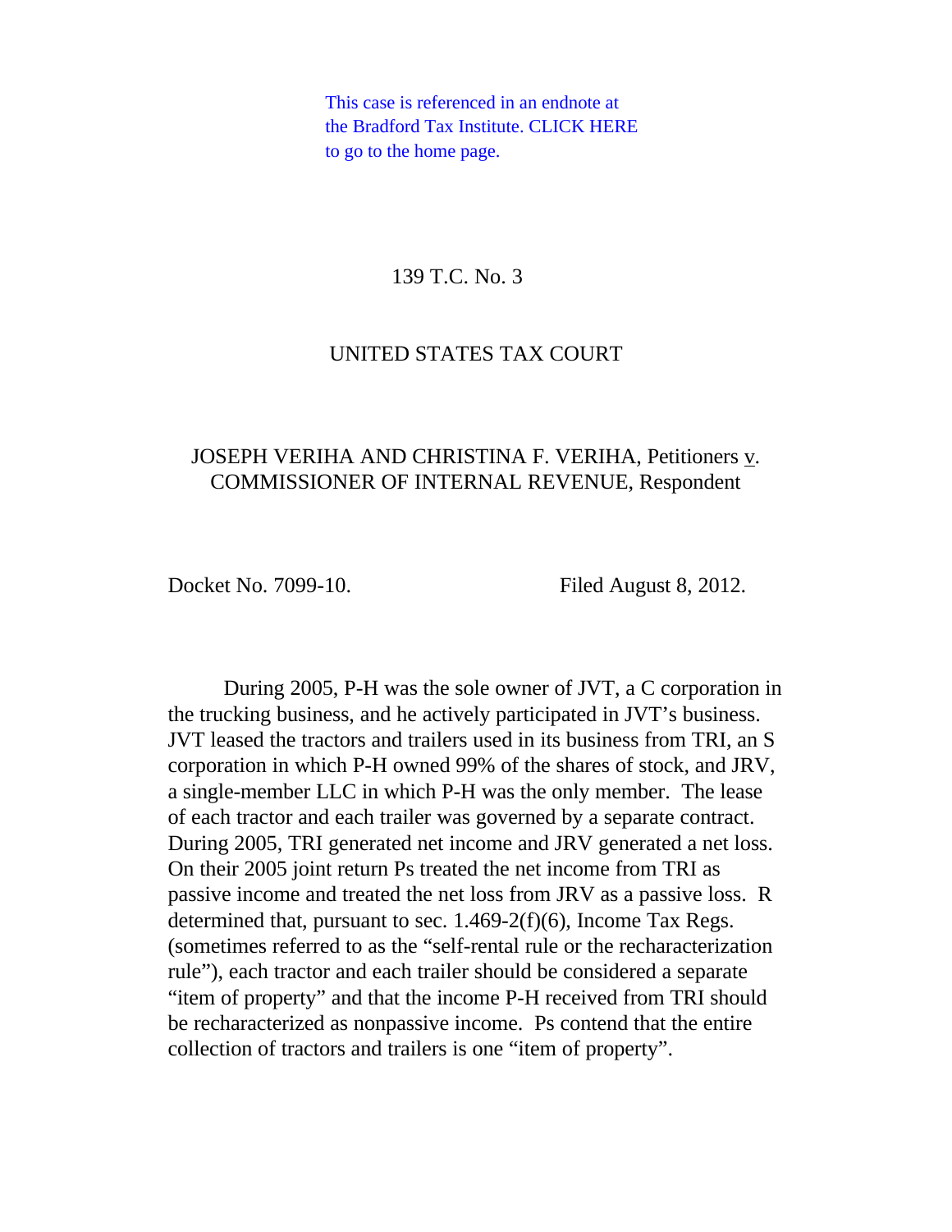This case is referenced in an endnote at the Bradford Tax Institute. CLICK HERE to go to the home page.

139 T.C. No. 3

UNITED STATES TAX COURT

JOSEPH VERIHA AND CHRISTINA F. VERIHA, Petitioners v. COMMISSIONER OF INTERNAL REVENUE, Respondent

Docket No. 7099-10. Filed August 8, 2012.

During 2005, P-H was the sole owner of JVT, a C corporation in the trucking business, and he actively participated in JVT's business. JVT leased the tractors and trailers used in its business from TRI, an S corporation in which P-H owned 99% of the shares of stock, and JRV, a single-member LLC in which P-H was the only member. The lease of each tractor and each trailer was governed by a separate contract. During 2005, TRI generated net income and JRV generated a net loss. On their 2005 joint return Ps treated the net income from TRI as passive income and treated the net loss from JRV as a passive loss. R determined that, pursuant to sec. 1.469-2(f)(6), Income Tax Regs. (sometimes referred to as the "self-rental rule or the recharacterization rule"), each tractor and each trailer should be considered a separate "item of property" and that the income P-H received from TRI should be recharacterized as nonpassive income. Ps contend that the entire collection of tractors and trailers is one "item of property".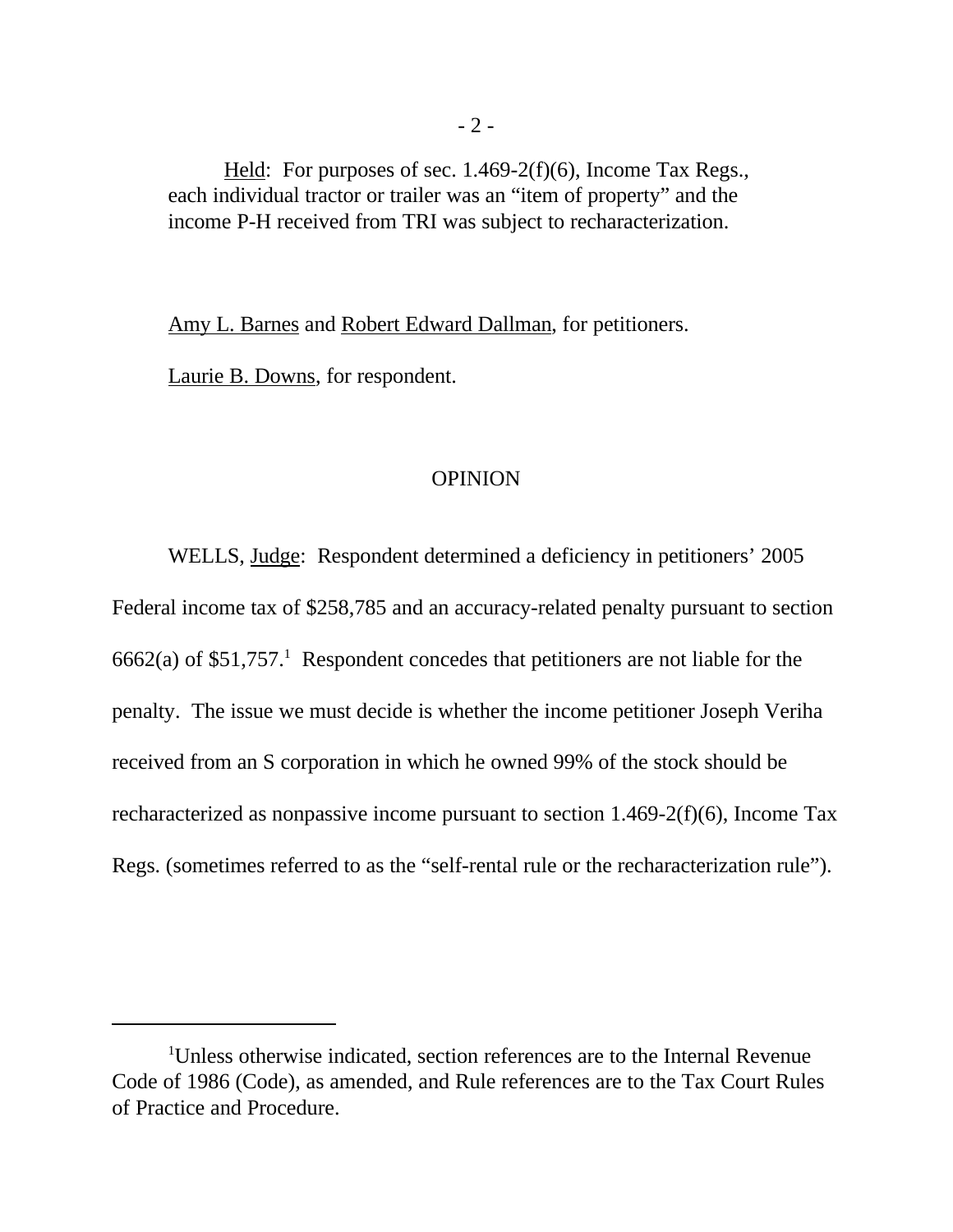Held: For purposes of sec. 1.469-2(f)(6), Income Tax Regs., each individual tractor or trailer was an "item of property" and the income P-H received from TRI was subject to recharacterization.

Amy L. Barnes and Robert Edward Dallman, for petitioners.

Laurie B. Downs, for respondent.

## OPINION

WELLS, Judge: Respondent determined a deficiency in petitioners' 2005 Federal income tax of $258,785 and an accuracy-related penalty pursuant to section 6662(a) of $51,757.[1] Respondent concedes that petitioners are not liable for the penalty. The issue we must decide is whether the income petitioner Joseph Veriha received from an S corporation in which he owned 99% of the stock should be recharacterized as nonpassive income pursuant to section 1.469-2(f)(6), Income Tax Regs. (sometimes referred to as the "self-rental rule or the recharacterization rule").

[1] Unless otherwise indicated, section references are to the Internal Revenue Code of 1986 (Code), as amended, and Rule references are to the Tax Court Rules of Practice and Procedure.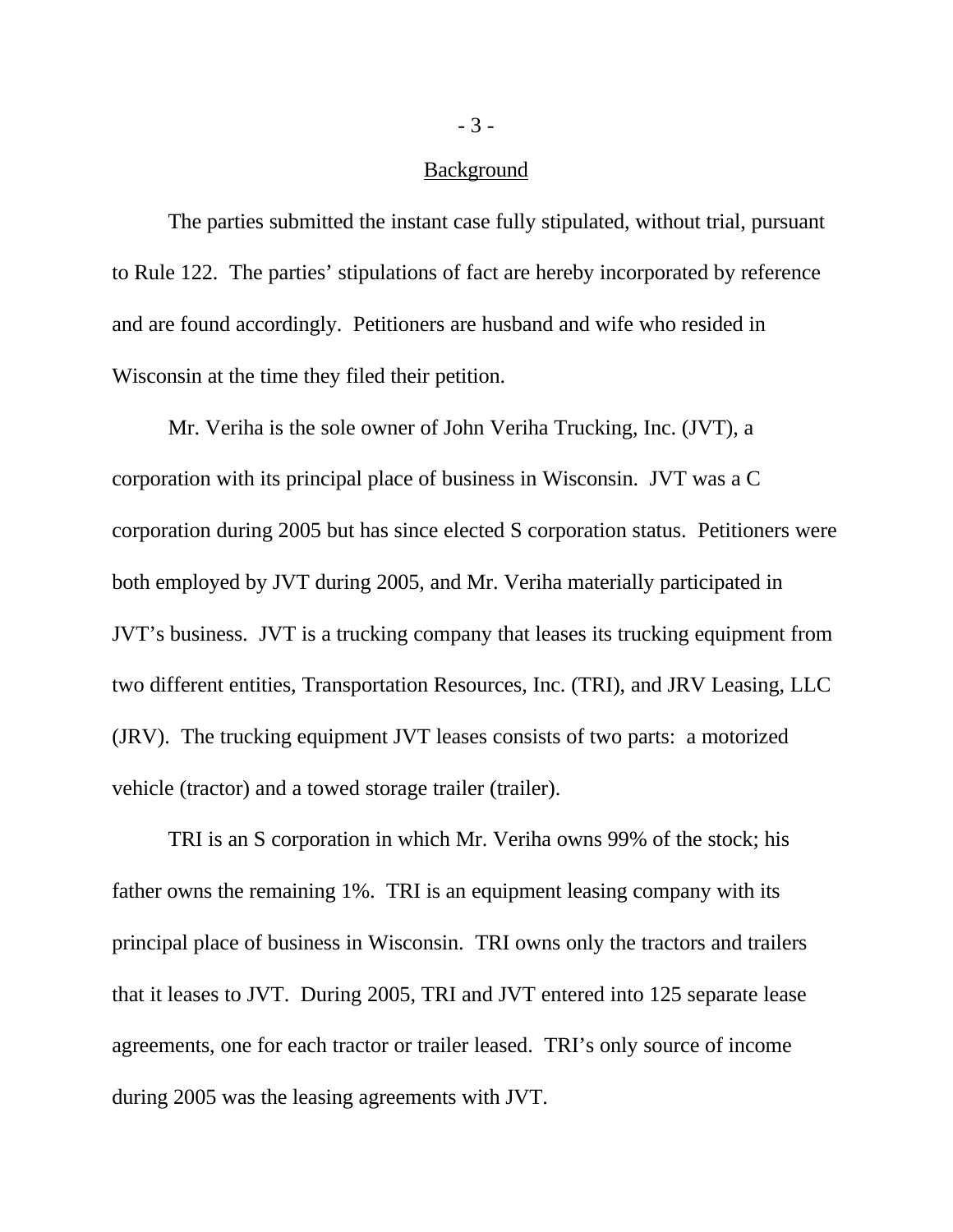## Background

The parties submitted the instant case fully stipulated, without trial, pursuant to Rule 122. The parties' stipulations of fact are hereby incorporated by reference and are found accordingly. Petitioners are husband and wife who resided in Wisconsin at the time they filed their petition.

Mr. Veriha is the sole owner of John Veriha Trucking, Inc. (JVT), a corporation with its principal place of business in Wisconsin. JVT was a C corporation during 2005 but has since elected S corporation status. Petitioners were both employed by JVT during 2005, and Mr. Veriha materially participated in JVT's business. JVT is a trucking company that leases its trucking equipment from two different entities, Transportation Resources, Inc. (TRI), and JRV Leasing, LLC (JRV). The trucking equipment JVT leases consists of two parts: a motorized vehicle (tractor) and a towed storage trailer (trailer).

TRI is an S corporation in which Mr. Veriha owns 99% of the stock; his father owns the remaining 1%. TRI is an equipment leasing company with its principal place of business in Wisconsin. TRI owns only the tractors and trailers that it leases to JVT. During 2005, TRI and JVT entered into 125 separate lease agreements, one for each tractor or trailer leased. TRI's only source of income during 2005 was the leasing agreements with JVT.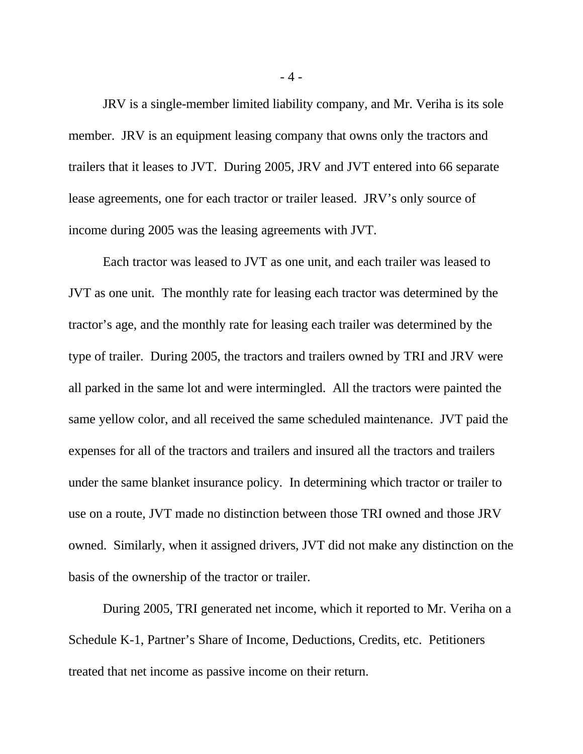JRV is a single-member limited liability company, and Mr. Veriha is its sole member. JRV is an equipment leasing company that owns only the tractors and trailers that it leases to JVT. During 2005, JRV and JVT entered into 66 separate lease agreements, one for each tractor or trailer leased. JRV's only source of income during 2005 was the leasing agreements with JVT.

Each tractor was leased to JVT as one unit, and each trailer was leased to JVT as one unit. The monthly rate for leasing each tractor was determined by the tractor's age, and the monthly rate for leasing each trailer was determined by the type of trailer. During 2005, the tractors and trailers owned by TRI and JRV were all parked in the same lot and were intermingled. All the tractors were painted the same yellow color, and all received the same scheduled maintenance. JVT paid the expenses for all of the tractors and trailers and insured all the tractors and trailers under the same blanket insurance policy. In determining which tractor or trailer to use on a route, JVT made no distinction between those TRI owned and those JRV owned. Similarly, when it assigned drivers, JVT did not make any distinction on the basis of the ownership of the tractor or trailer.

During 2005, TRI generated net income, which it reported to Mr. Veriha on a Schedule K-1, Partner's Share of Income, Deductions, Credits, etc. Petitioners treated that net income as passive income on their return.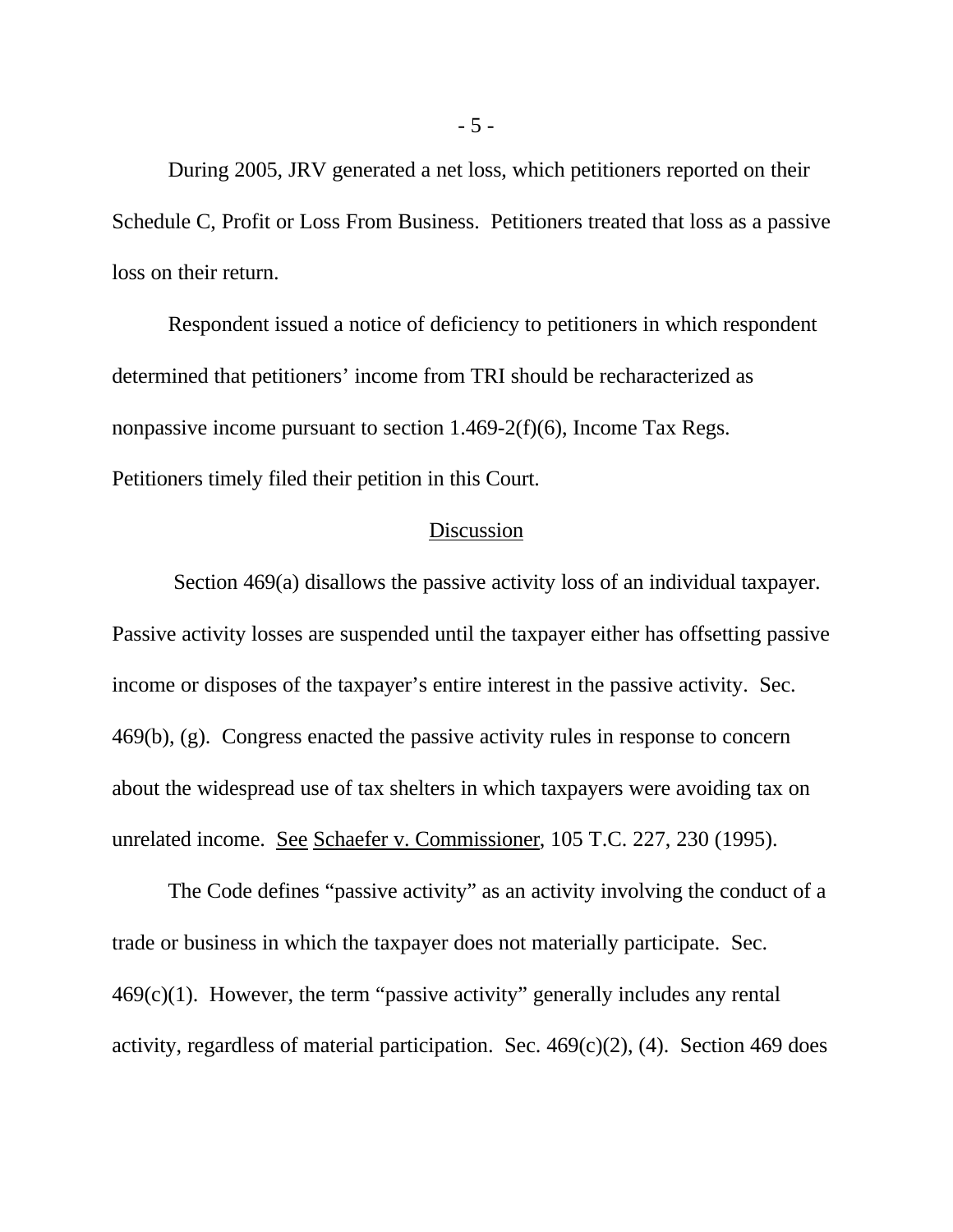During 2005, JRV generated a net loss, which petitioners reported on their Schedule C, Profit or Loss From Business. Petitioners treated that loss as a passive loss on their return.

Respondent issued a notice of deficiency to petitioners in which respondent determined that petitioners' income from TRI should be recharacterized as nonpassive income pursuant to section 1.469-2(f)(6), Income Tax Regs. Petitioners timely filed their petition in this Court.

## Discussion

Section 469(a) disallows the passive activity loss of an individual taxpayer. Passive activity losses are suspended until the taxpayer either has offsetting passive income or disposes of the taxpayer's entire interest in the passive activity. Sec. 469(b), (g). Congress enacted the passive activity rules in response to concern about the widespread use of tax shelters in which taxpayers were avoiding tax on unrelated income. See Schaefer v. Commissioner, 105 T.C. 227, 230 (1995).

The Code defines "passive activity" as an activity involving the conduct of a trade or business in which the taxpayer does not materially participate. Sec. 469(c)(1). However, the term "passive activity" generally includes any rental activity, regardless of material participation. Sec. 469(c)(2), (4). Section 469 does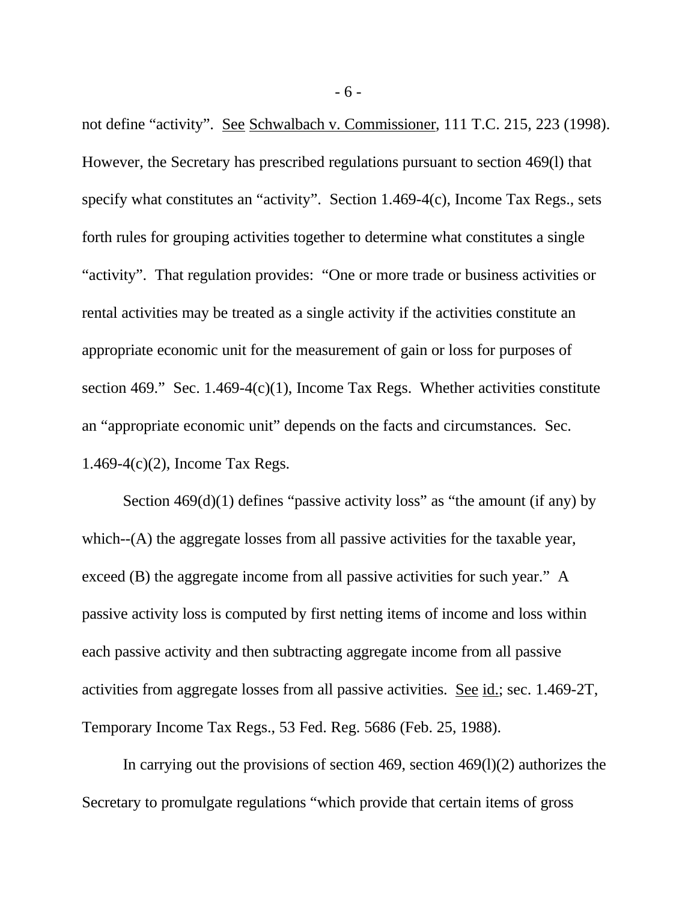not define "activity". See Schwalbach v. Commissioner, 111 T.C. 215, 223 (1998). However, the Secretary has prescribed regulations pursuant to section 469(l) that specify what constitutes an "activity". Section 1.469-4(c), Income Tax Regs., sets forth rules for grouping activities together to determine what constitutes a single "activity". That regulation provides: "One or more trade or business activities or rental activities may be treated as a single activity if the activities constitute an appropriate economic unit for the measurement of gain or loss for purposes of section 469." Sec. 1.469-4(c)(1), Income Tax Regs. Whether activities constitute an "appropriate economic unit" depends on the facts and circumstances. Sec. 1.469-4(c)(2), Income Tax Regs.

Section 469(d)(1) defines "passive activity loss" as "the amount (if any) by which--(A) the aggregate losses from all passive activities for the taxable year, exceed (B) the aggregate income from all passive activities for such year." A passive activity loss is computed by first netting items of income and loss within each passive activity and then subtracting aggregate income from all passive activities from aggregate losses from all passive activities. See id.; sec. 1.469-2T, Temporary Income Tax Regs., 53 Fed. Reg. 5686 (Feb. 25, 1988).

In carrying out the provisions of section 469, section 469(l)(2) authorizes the Secretary to promulgate regulations "which provide that certain items of gross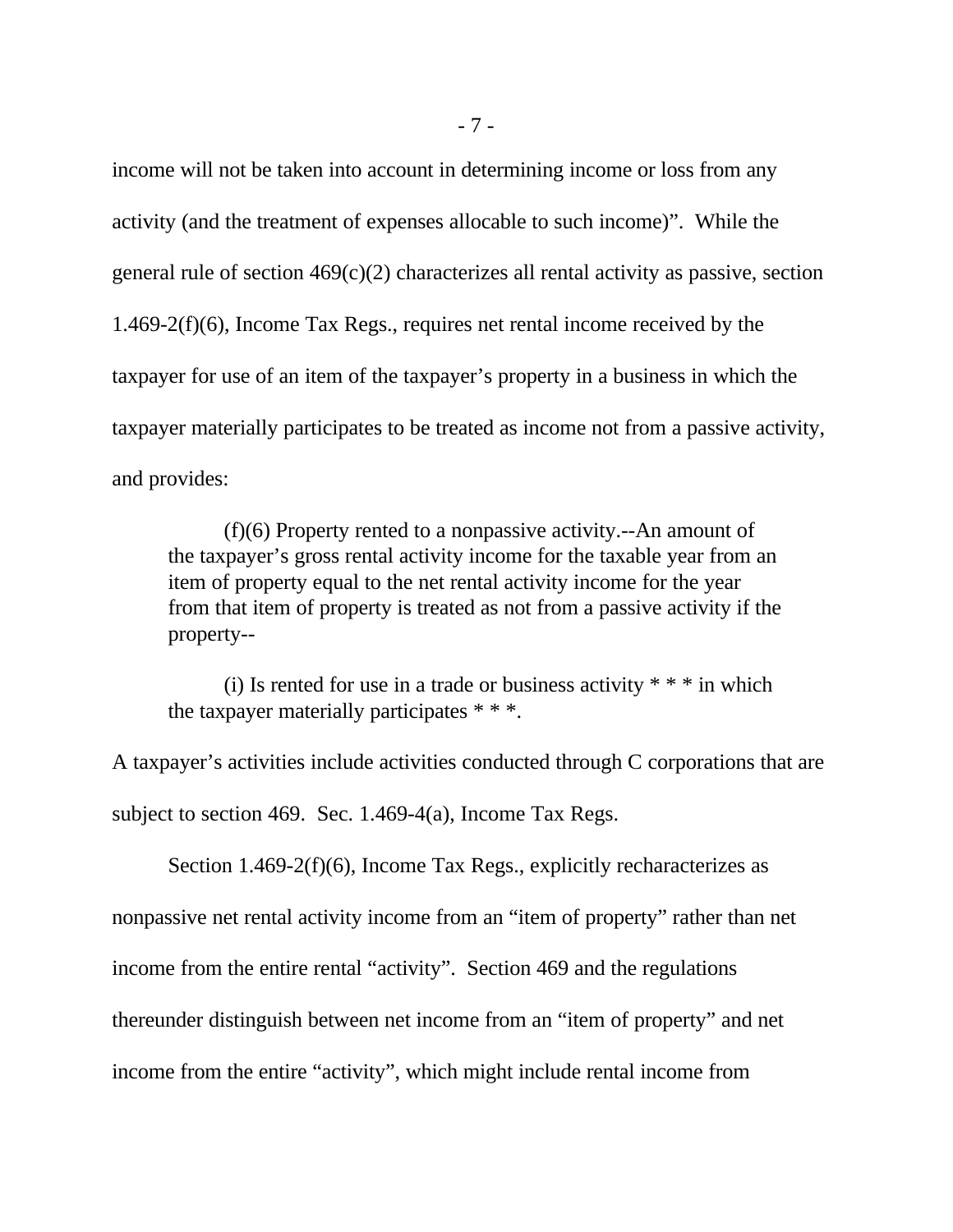income will not be taken into account in determining income or loss from any activity (and the treatment of expenses allocable to such income)". While the general rule of section 469(c)(2) characterizes all rental activity as passive, section 1.469-2(f)(6), Income Tax Regs., requires net rental income received by the taxpayer for use of an item of the taxpayer's property in a business in which the taxpayer materially participates to be treated as income not from a passive activity, and provides:

> (f)(6) Property rented to a nonpassive activity.--An amount of the taxpayer's gross rental activity income for the taxable year from an item of property equal to the net rental activity income for the year from that item of property is treated as not from a passive activity if the property--
>
> (i) Is rented for use in a trade or business activity * * * in which the taxpayer materially participates * * *.

A taxpayer's activities include activities conducted through C corporations that are subject to section 469. Sec. 1.469-4(a), Income Tax Regs.

Section 1.469-2(f)(6), Income Tax Regs., explicitly recharacterizes as nonpassive net rental activity income from an "item of property" rather than net income from the entire rental "activity". Section 469 and the regulations thereunder distinguish between net income from an "item of property" and net income from the entire "activity", which might include rental income from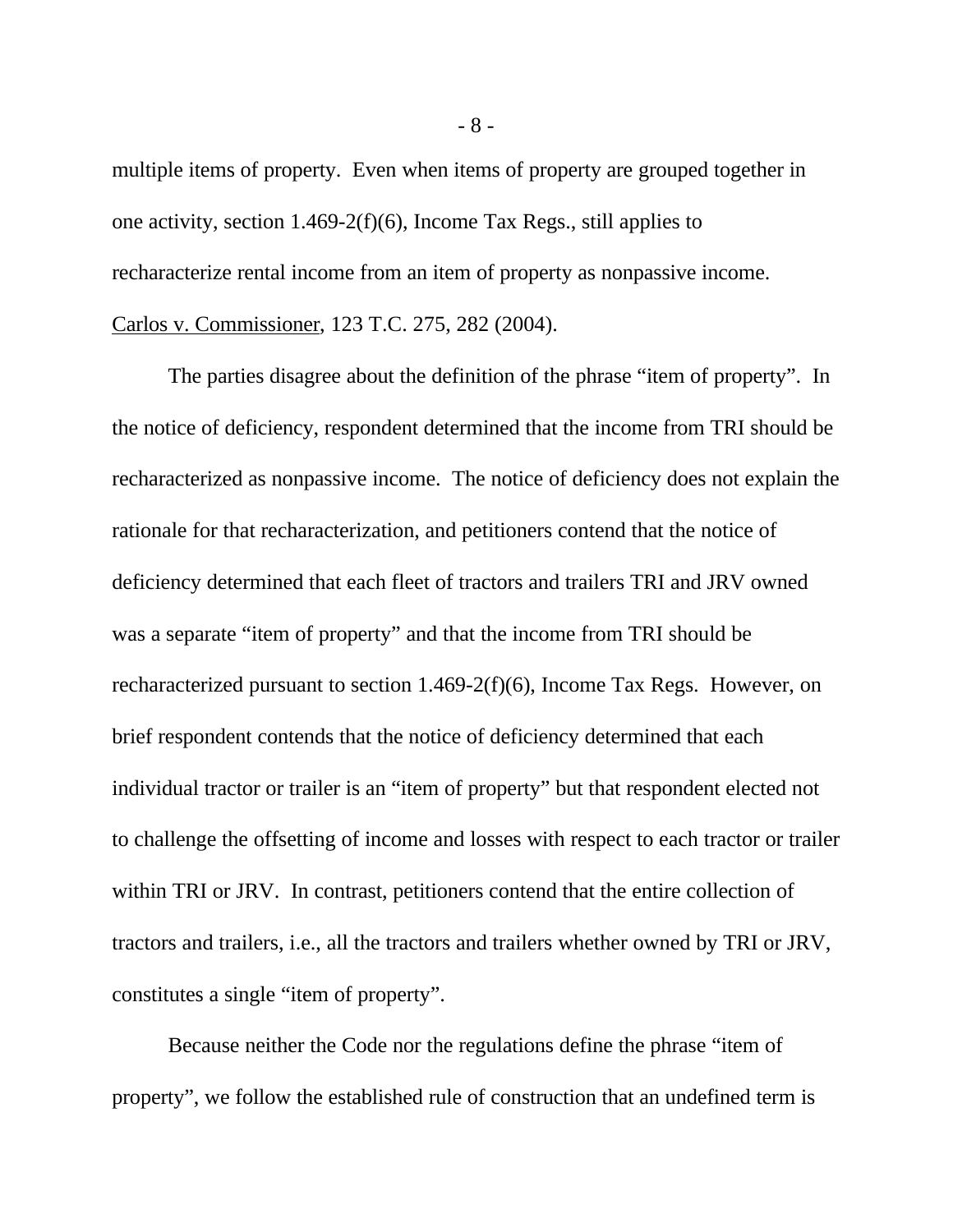multiple items of property. Even when items of property are grouped together in one activity, section 1.469-2(f)(6), Income Tax Regs., still applies to recharacterize rental income from an item of property as nonpassive income. Carlos v. Commissioner, 123 T.C. 275, 282 (2004).

The parties disagree about the definition of the phrase "item of property". In the notice of deficiency, respondent determined that the income from TRI should be recharacterized as nonpassive income. The notice of deficiency does not explain the rationale for that recharacterization, and petitioners contend that the notice of deficiency determined that each fleet of tractors and trailers TRI and JRV owned was a separate "item of property" and that the income from TRI should be recharacterized pursuant to section 1.469-2(f)(6), Income Tax Regs. However, on brief respondent contends that the notice of deficiency determined that each individual tractor or trailer is an "item of property" but that respondent elected not to challenge the offsetting of income and losses with respect to each tractor or trailer within TRI or JRV. In contrast, petitioners contend that the entire collection of tractors and trailers, i.e., all the tractors and trailers whether owned by TRI or JRV, constitutes a single "item of property".

Because neither the Code nor the regulations define the phrase "item of property", we follow the established rule of construction that an undefined term is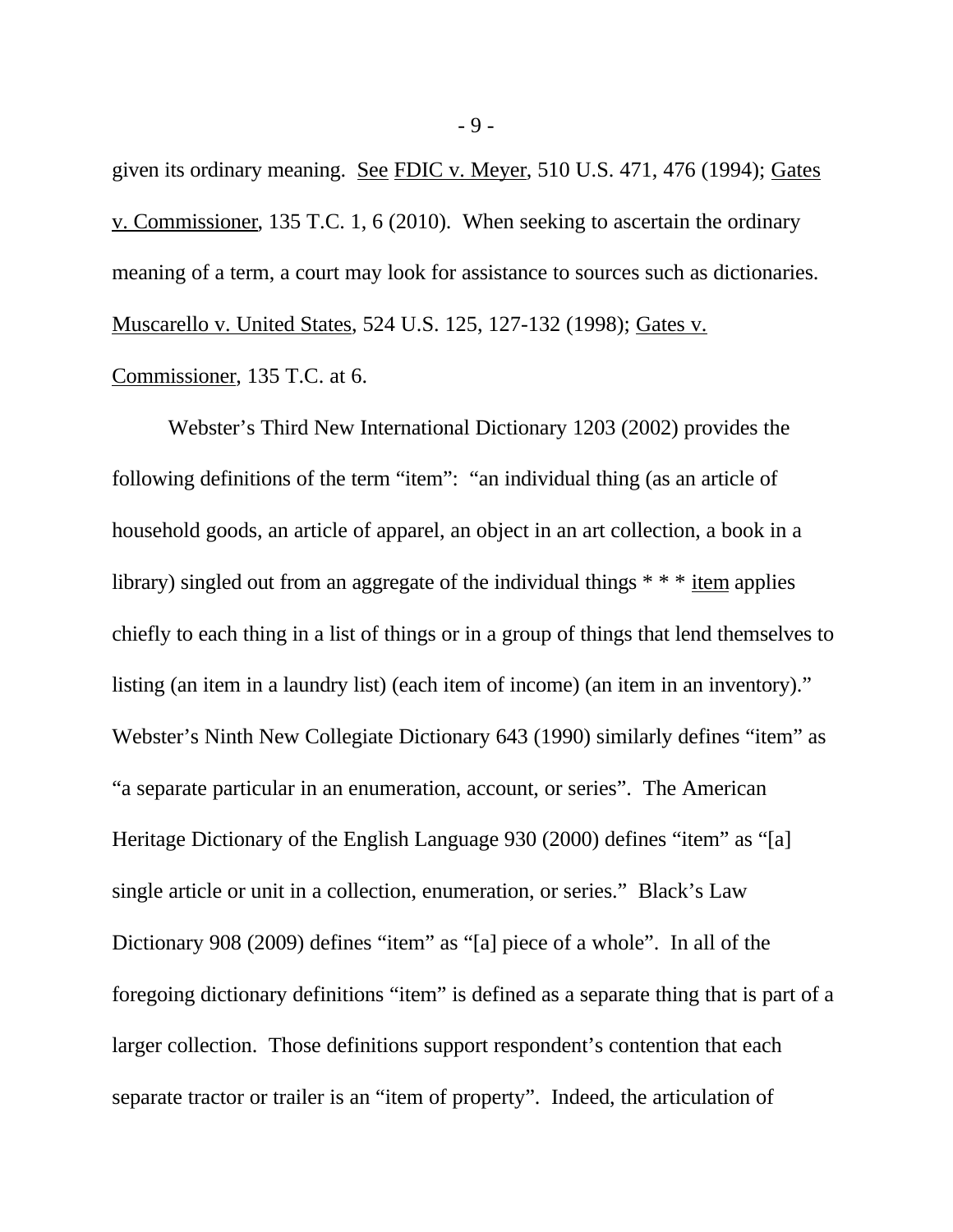given its ordinary meaning. See FDIC v. Meyer, 510 U.S. 471, 476 (1994); Gates v. Commissioner, 135 T.C. 1, 6 (2010). When seeking to ascertain the ordinary meaning of a term, a court may look for assistance to sources such as dictionaries. Muscarello v. United States, 524 U.S. 125, 127-132 (1998); Gates v. Commissioner, 135 T.C. at 6.

Webster's Third New International Dictionary 1203 (2002) provides the following definitions of the term "item": "an individual thing (as an article of household goods, an article of apparel, an object in an art collection, a book in a library) singled out from an aggregate of the individual things * * * item applies chiefly to each thing in a list of things or in a group of things that lend themselves to listing (an item in a laundry list) (each item of income) (an item in an inventory)." Webster's Ninth New Collegiate Dictionary 643 (1990) similarly defines "item" as "a separate particular in an enumeration, account, or series". The American Heritage Dictionary of the English Language 930 (2000) defines "item" as "[a] single article or unit in a collection, enumeration, or series." Black's Law Dictionary 908 (2009) defines "item" as "[a] piece of a whole". In all of the foregoing dictionary definitions "item" is defined as a separate thing that is part of a larger collection. Those definitions support respondent's contention that each separate tractor or trailer is an "item of property". Indeed, the articulation of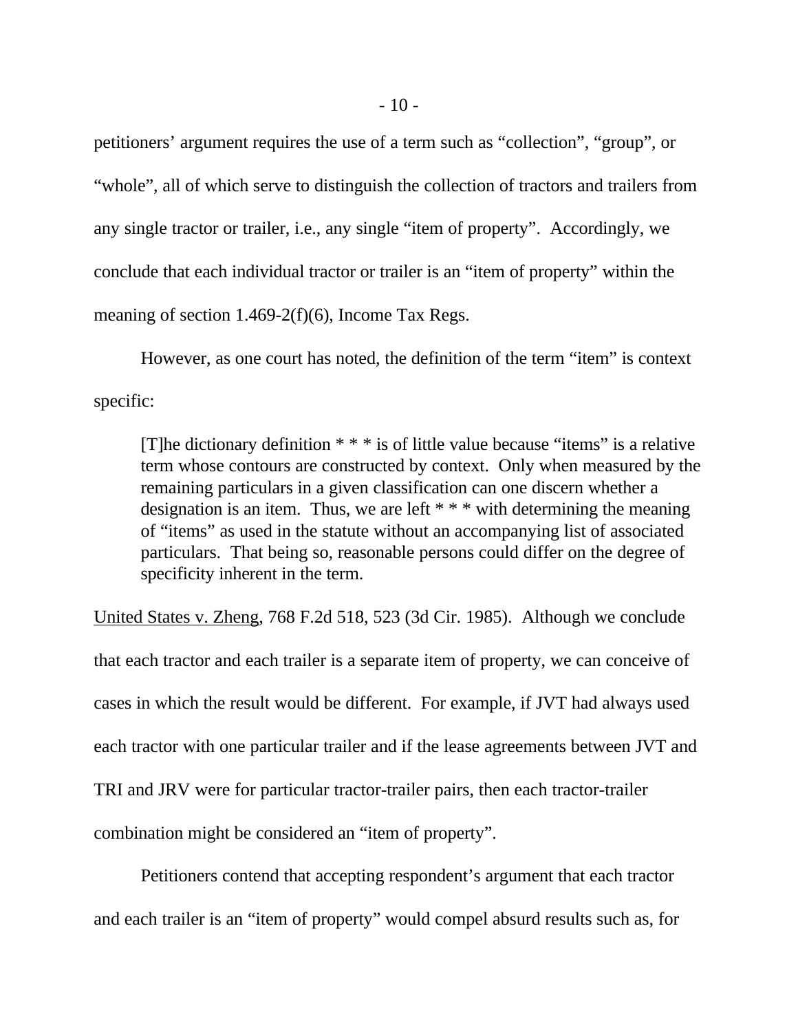petitioners' argument requires the use of a term such as "collection", "group", or "whole", all of which serve to distinguish the collection of tractors and trailers from any single tractor or trailer, i.e., any single "item of property". Accordingly, we conclude that each individual tractor or trailer is an "item of property" within the meaning of section 1.469-2(f)(6), Income Tax Regs.

However, as one court has noted, the definition of the term "item" is context specific:

> [T]he dictionary definition * * * is of little value because "items" is a relative term whose contours are constructed by context. Only when measured by the remaining particulars in a given classification can one discern whether a designation is an item. Thus, we are left * * * with determining the meaning of "items" as used in the statute without an accompanying list of associated particulars. That being so, reasonable persons could differ on the degree of specificity inherent in the term.

United States v. Zheng, 768 F.2d 518, 523 (3d Cir. 1985). Although we conclude that each tractor and each trailer is a separate item of property, we can conceive of cases in which the result would be different. For example, if JVT had always used each tractor with one particular trailer and if the lease agreements between JVT and TRI and JRV were for particular tractor-trailer pairs, then each tractor-trailer combination might be considered an "item of property".

Petitioners contend that accepting respondent's argument that each tractor and each trailer is an "item of property" would compel absurd results such as, for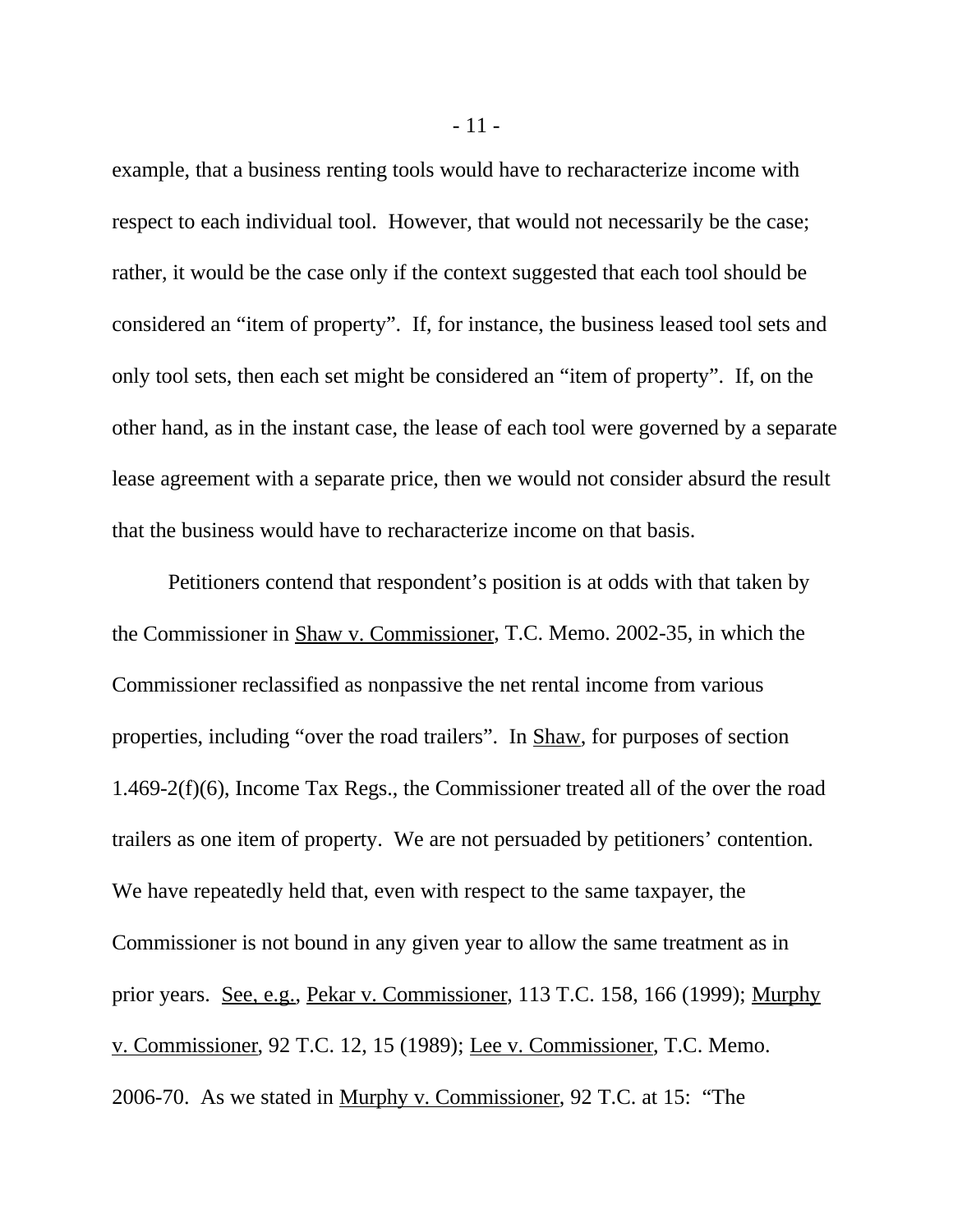example, that a business renting tools would have to recharacterize income with respect to each individual tool. However, that would not necessarily be the case; rather, it would be the case only if the context suggested that each tool should be considered an “item of property”. If, for instance, the business leased tool sets and only tool sets, then each set might be considered an “item of property”. If, on the other hand, as in the instant case, the lease of each tool were governed by a separate lease agreement with a separate price, then we would not consider absurd the result that the business would have to recharacterize income on that basis.

Petitioners contend that respondent’s position is at odds with that taken by the Commissioner in Shaw v. Commissioner, T.C. Memo. 2002-35, in which the Commissioner reclassified as nonpassive the net rental income from various properties, including “over the road trailers”. In Shaw, for purposes of section 1.469-2(f)(6), Income Tax Regs., the Commissioner treated all of the over the road trailers as one item of property. We are not persuaded by petitioners’ contention. We have repeatedly held that, even with respect to the same taxpayer, the Commissioner is not bound in any given year to allow the same treatment as in prior years. See, e.g., Pekar v. Commissioner, 113 T.C. 158, 166 (1999); Murphy v. Commissioner, 92 T.C. 12, 15 (1989); Lee v. Commissioner, T.C. Memo. 2006-70. As we stated in Murphy v. Commissioner, 92 T.C. at 15: “The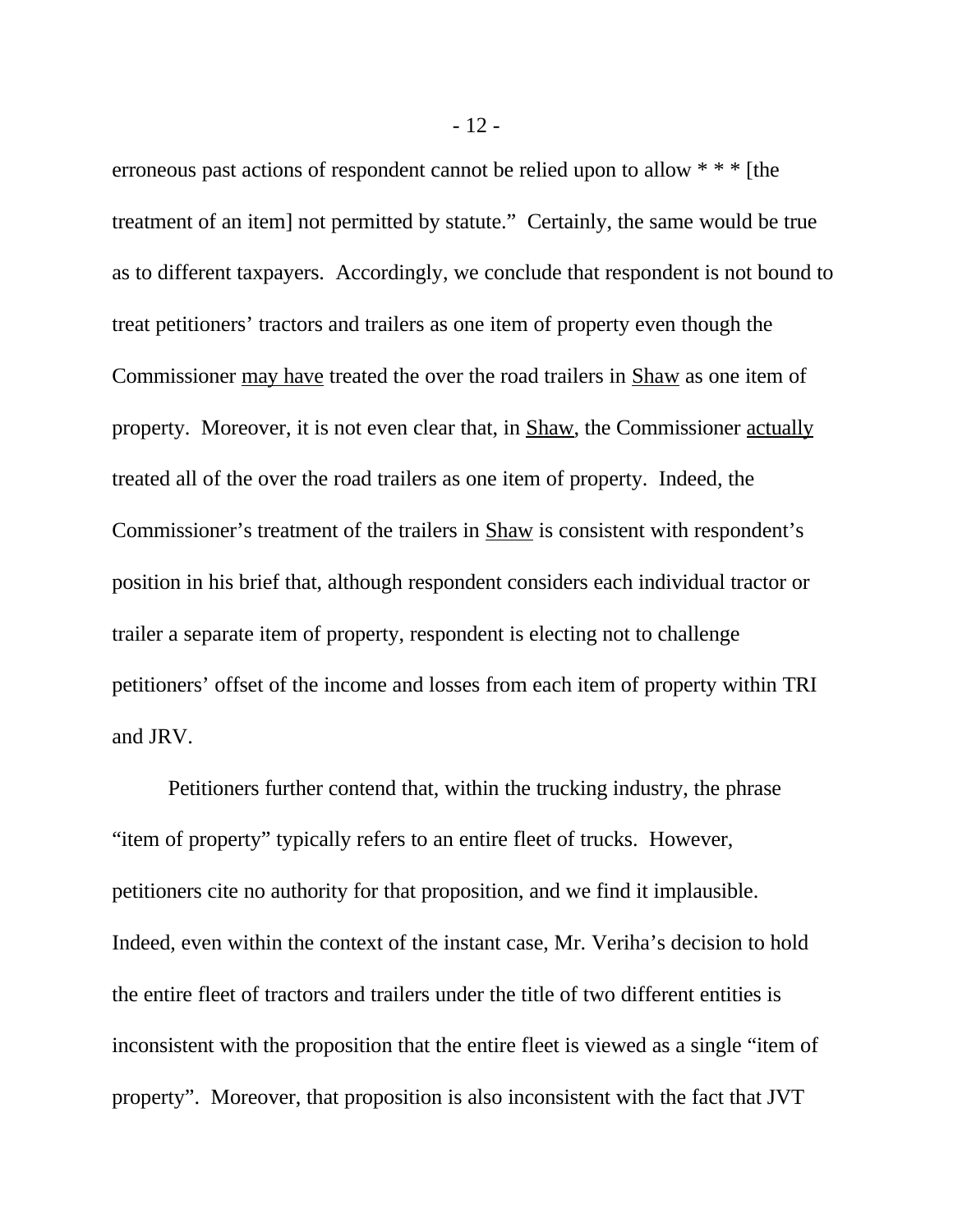erroneous past actions of respondent cannot be relied upon to allow * * * [the treatment of an item] not permitted by statute." Certainly, the same would be true as to different taxpayers. Accordingly, we conclude that respondent is not bound to treat petitioners' tractors and trailers as one item of property even though the Commissioner may have treated the over the road trailers in Shaw as one item of property. Moreover, it is not even clear that, in Shaw, the Commissioner actually treated all of the over the road trailers as one item of property. Indeed, the Commissioner's treatment of the trailers in Shaw is consistent with respondent's position in his brief that, although respondent considers each individual tractor or trailer a separate item of property, respondent is electing not to challenge petitioners' offset of the income and losses from each item of property within TRI and JRV.

Petitioners further contend that, within the trucking industry, the phrase "item of property" typically refers to an entire fleet of trucks. However, petitioners cite no authority for that proposition, and we find it implausible. Indeed, even within the context of the instant case, Mr. Veriha's decision to hold the entire fleet of tractors and trailers under the title of two different entities is inconsistent with the proposition that the entire fleet is viewed as a single "item of property". Moreover, that proposition is also inconsistent with the fact that JVT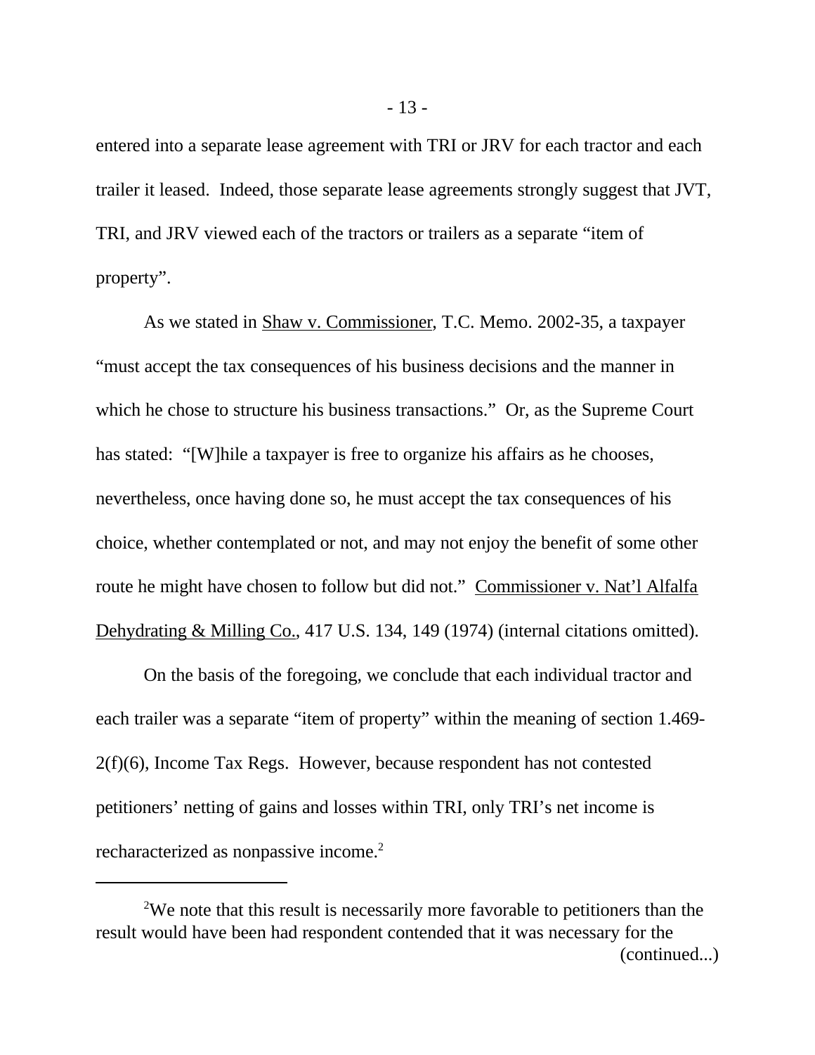entered into a separate lease agreement with TRI or JRV for each tractor and each trailer it leased. Indeed, those separate lease agreements strongly suggest that JVT, TRI, and JRV viewed each of the tractors or trailers as a separate "item of property".

As we stated in Shaw v. Commissioner, T.C. Memo. 2002-35, a taxpayer "must accept the tax consequences of his business decisions and the manner in which he chose to structure his business transactions." Or, as the Supreme Court has stated: "[W]hile a taxpayer is free to organize his affairs as he chooses, nevertheless, once having done so, he must accept the tax consequences of his choice, whether contemplated or not, and may not enjoy the benefit of some other route he might have chosen to follow but did not." Commissioner v. Nat'l Alfalfa Dehydrating & Milling Co., 417 U.S. 134, 149 (1974) (internal citations omitted).

On the basis of the foregoing, we conclude that each individual tractor and each trailer was a separate "item of property" within the meaning of section 1.469-2(f)(6), Income Tax Regs. However, because respondent has not contested petitioners' netting of gains and losses within TRI, only TRI's net income is recharacterized as nonpassive income.[2]

---

[2]We note that this result is necessarily more favorable to petitioners than the result would have been had respondent contended that it was necessary for the (continued...)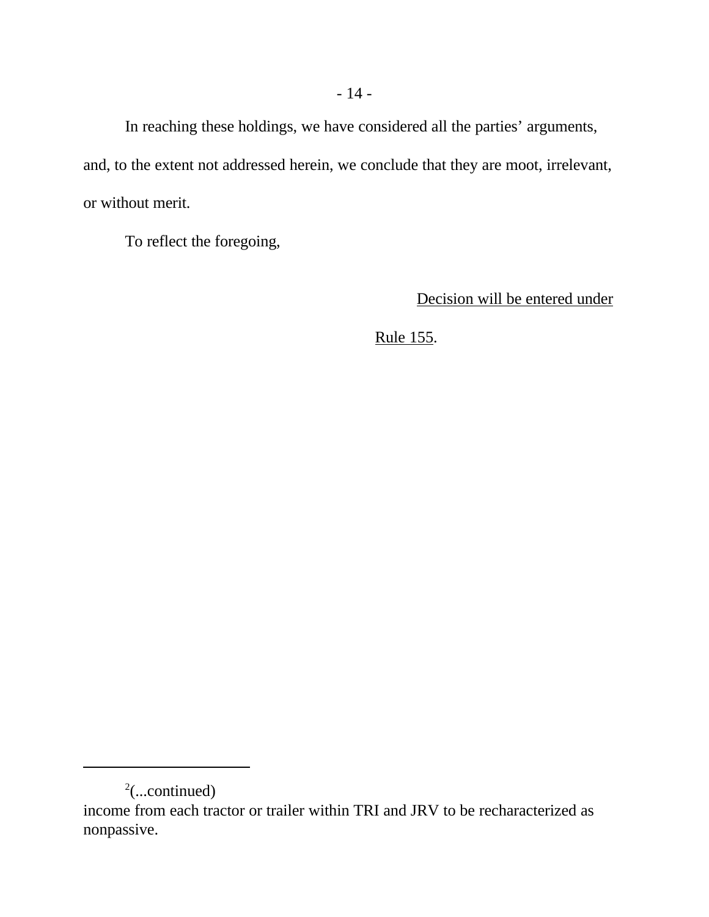In reaching these holdings, we have considered all the parties' arguments, and, to the extent not addressed herein, we conclude that they are moot, irrelevant, or without merit.

To reflect the foregoing,

Decision will be entered under Rule 155.

---

[2](...continued)
income from each tractor or trailer within TRI and JRV to be recharacterized as nonpassive.